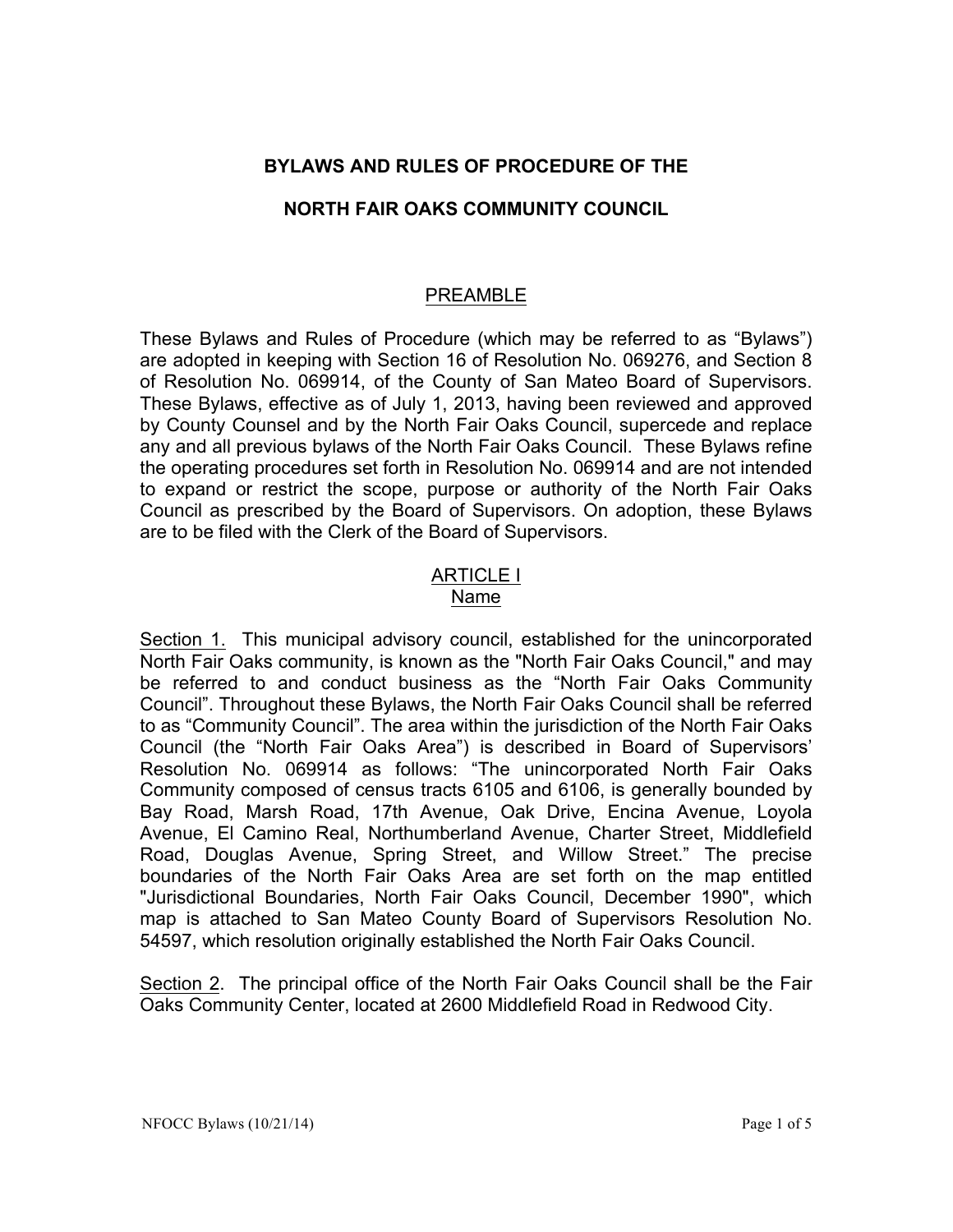# BYLAWS AND RULES OF PROCEDURE OF THE

# NORTH FAIR OAKS COMMUNITY COUNCIL

## PREAMBLE

These Bylaws and Rules of Procedure (which may be referred to as "Bylaws") are adopted in keeping with Section 16 of Resolution No. 069276, and Section 8 of Resolution No. 069914, of the County of San Mateo Board of Supervisors. These Bylaws, effective as of July 1, 2013, having been reviewed and approved by County Counsel and by the North Fair Oaks Council, supercede and replace any and all previous bylaws of the North Fair Oaks Council. These Bylaws refine the operating procedures set forth in Resolution No. 069914 and are not intended to expand or restrict the scope, purpose or authority of the North Fair Oaks Council as prescribed by the Board of Supervisors. On adoption, these Bylaws are to be filed with the Clerk of the Board of Supervisors.

## ARTICLE I
## Name

Section 1. This municipal advisory council, established for the unincorporated North Fair Oaks community, is known as the "North Fair Oaks Council," and may be referred to and conduct business as the "North Fair Oaks Community Council". Throughout these Bylaws, the North Fair Oaks Council shall be referred to as "Community Council". The area within the jurisdiction of the North Fair Oaks Council (the "North Fair Oaks Area") is described in Board of Supervisors' Resolution No. 069914 as follows: "The unincorporated North Fair Oaks Community composed of census tracts 6105 and 6106, is generally bounded by Bay Road, Marsh Road, 17th Avenue, Oak Drive, Encina Avenue, Loyola Avenue, El Camino Real, Northumberland Avenue, Charter Street, Middlefield Road, Douglas Avenue, Spring Street, and Willow Street." The precise boundaries of the North Fair Oaks Area are set forth on the map entitled "Jurisdictional Boundaries, North Fair Oaks Council, December 1990", which map is attached to San Mateo County Board of Supervisors Resolution No. 54597, which resolution originally established the North Fair Oaks Council.

Section 2. The principal office of the North Fair Oaks Council shall be the Fair Oaks Community Center, located at 2600 Middlefield Road in Redwood City.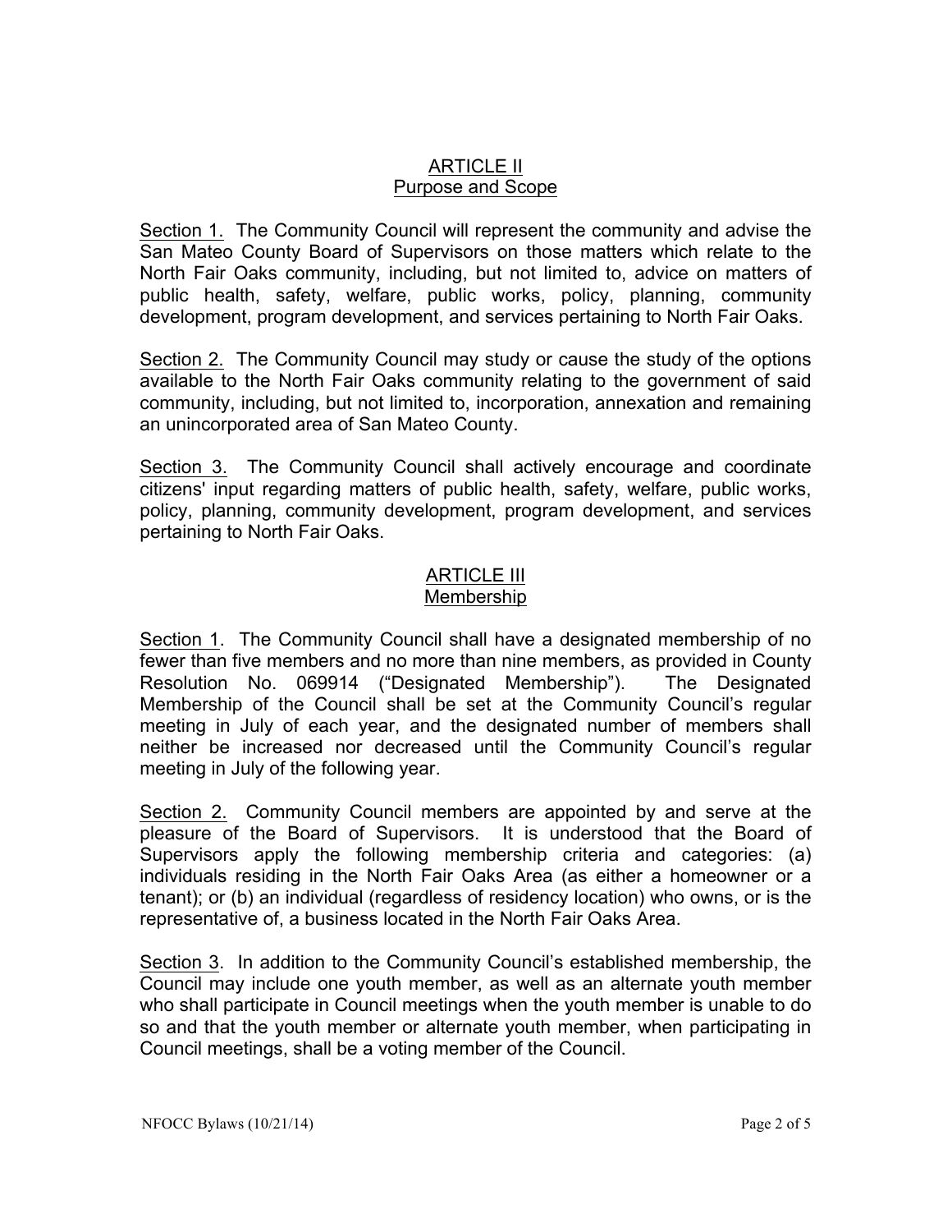## ARTICLE II
## Purpose and Scope

Section 1. The Community Council will represent the community and advise the San Mateo County Board of Supervisors on those matters which relate to the North Fair Oaks community, including, but not limited to, advice on matters of public health, safety, welfare, public works, policy, planning, community development, program development, and services pertaining to North Fair Oaks.

Section 2. The Community Council may study or cause the study of the options available to the North Fair Oaks community relating to the government of said community, including, but not limited to, incorporation, annexation and remaining an unincorporated area of San Mateo County.

Section 3. The Community Council shall actively encourage and coordinate citizens' input regarding matters of public health, safety, welfare, public works, policy, planning, community development, program development, and services pertaining to North Fair Oaks.

## ARTICLE III
## Membership

Section 1. The Community Council shall have a designated membership of no fewer than five members and no more than nine members, as provided in County Resolution No. 069914 ("Designated Membership"). The Designated Membership of the Council shall be set at the Community Council's regular meeting in July of each year, and the designated number of members shall neither be increased nor decreased until the Community Council's regular meeting in July of the following year.

Section 2. Community Council members are appointed by and serve at the pleasure of the Board of Supervisors. It is understood that the Board of Supervisors apply the following membership criteria and categories: (a) individuals residing in the North Fair Oaks Area (as either a homeowner or a tenant); or (b) an individual (regardless of residency location) who owns, or is the representative of, a business located in the North Fair Oaks Area.

Section 3. In addition to the Community Council's established membership, the Council may include one youth member, as well as an alternate youth member who shall participate in Council meetings when the youth member is unable to do so and that the youth member or alternate youth member, when participating in Council meetings, shall be a voting member of the Council.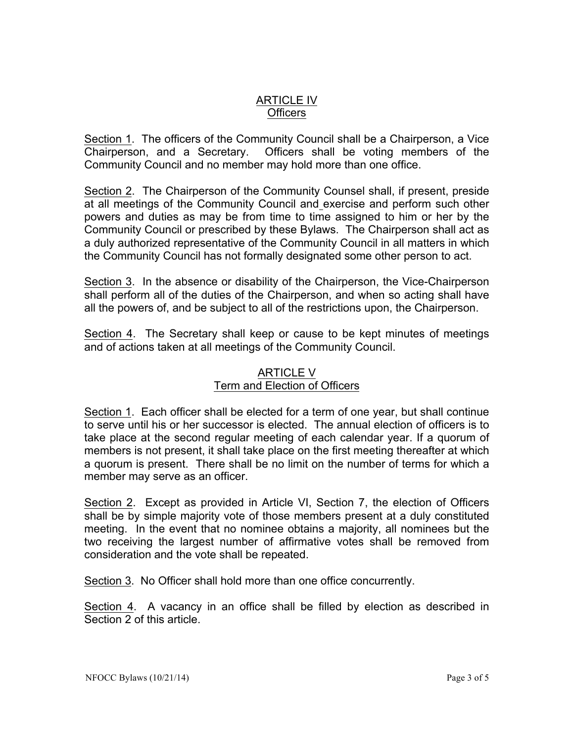## ARTICLE IV
## Officers

Section 1. The officers of the Community Council shall be a Chairperson, a Vice Chairperson, and a Secretary. Officers shall be voting members of the Community Council and no member may hold more than one office.

Section 2. The Chairperson of the Community Counsel shall, if present, preside at all meetings of the Community Council and exercise and perform such other powers and duties as may be from time to time assigned to him or her by the Community Council or prescribed by these Bylaws. The Chairperson shall act as a duly authorized representative of the Community Council in all matters in which the Community Council has not formally designated some other person to act.

Section 3. In the absence or disability of the Chairperson, the Vice-Chairperson shall perform all of the duties of the Chairperson, and when so acting shall have all the powers of, and be subject to all of the restrictions upon, the Chairperson.

Section 4. The Secretary shall keep or cause to be kept minutes of meetings and of actions taken at all meetings of the Community Council.

## ARTICLE V
## Term and Election of Officers

Section 1. Each officer shall be elected for a term of one year, but shall continue to serve until his or her successor is elected. The annual election of officers is to take place at the second regular meeting of each calendar year. If a quorum of members is not present, it shall take place on the first meeting thereafter at which a quorum is present. There shall be no limit on the number of terms for which a member may serve as an officer.

Section 2. Except as provided in Article VI, Section 7, the election of Officers shall be by simple majority vote of those members present at a duly constituted meeting. In the event that no nominee obtains a majority, all nominees but the two receiving the largest number of affirmative votes shall be removed from consideration and the vote shall be repeated.

Section 3. No Officer shall hold more than one office concurrently.

Section 4. A vacancy in an office shall be filled by election as described in Section 2 of this article.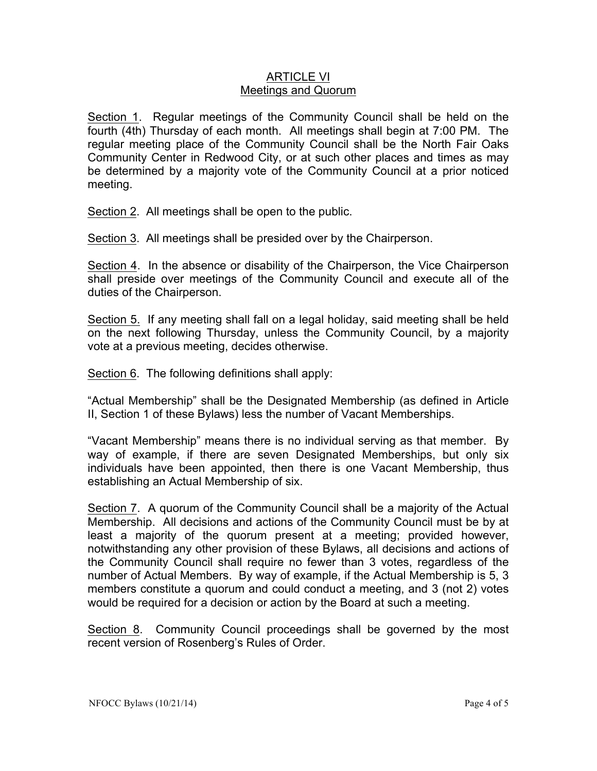## ARTICLE VI
## Meetings and Quorum

Section 1. Regular meetings of the Community Council shall be held on the fourth (4th) Thursday of each month. All meetings shall begin at 7:00 PM. The regular meeting place of the Community Council shall be the North Fair Oaks Community Center in Redwood City, or at such other places and times as may be determined by a majority vote of the Community Council at a prior noticed meeting.

Section 2. All meetings shall be open to the public.

Section 3. All meetings shall be presided over by the Chairperson.

Section 4. In the absence or disability of the Chairperson, the Vice Chairperson shall preside over meetings of the Community Council and execute all of the duties of the Chairperson.

Section 5. If any meeting shall fall on a legal holiday, said meeting shall be held on the next following Thursday, unless the Community Council, by a majority vote at a previous meeting, decides otherwise.

Section 6. The following definitions shall apply:

"Actual Membership" shall be the Designated Membership (as defined in Article II, Section 1 of these Bylaws) less the number of Vacant Memberships.

"Vacant Membership" means there is no individual serving as that member. By way of example, if there are seven Designated Memberships, but only six individuals have been appointed, then there is one Vacant Membership, thus establishing an Actual Membership of six.

Section 7. A quorum of the Community Council shall be a majority of the Actual Membership. All decisions and actions of the Community Council must be by at least a majority of the quorum present at a meeting; provided however, notwithstanding any other provision of these Bylaws, all decisions and actions of the Community Council shall require no fewer than 3 votes, regardless of the number of Actual Members. By way of example, if the Actual Membership is 5, 3 members constitute a quorum and could conduct a meeting, and 3 (not 2) votes would be required for a decision or action by the Board at such a meeting.

Section 8. Community Council proceedings shall be governed by the most recent version of Rosenberg's Rules of Order.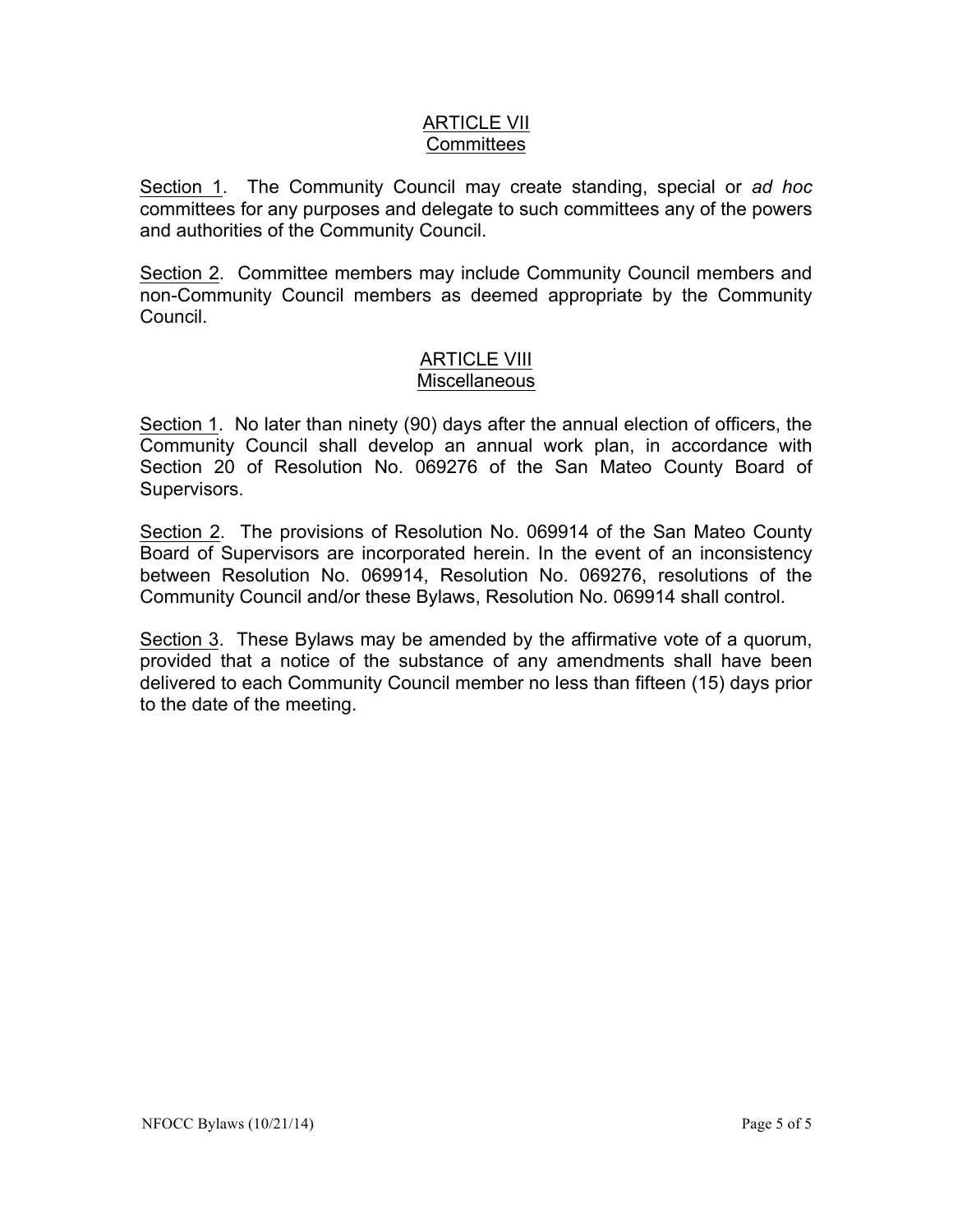## ARTICLE VII
## Committees

Section 1. The Community Council may create standing, special or *ad hoc* committees for any purposes and delegate to such committees any of the powers and authorities of the Community Council.

Section 2. Committee members may include Community Council members and non-Community Council members as deemed appropriate by the Community Council.

## ARTICLE VIII
## Miscellaneous

Section 1. No later than ninety (90) days after the annual election of officers, the Community Council shall develop an annual work plan, in accordance with Section 20 of Resolution No. 069276 of the San Mateo County Board of Supervisors.

Section 2. The provisions of Resolution No. 069914 of the San Mateo County Board of Supervisors are incorporated herein. In the event of an inconsistency between Resolution No. 069914, Resolution No. 069276, resolutions of the Community Council and/or these Bylaws, Resolution No. 069914 shall control.

Section 3. These Bylaws may be amended by the affirmative vote of a quorum, provided that a notice of the substance of any amendments shall have been delivered to each Community Council member no less than fifteen (15) days prior to the date of the meeting.